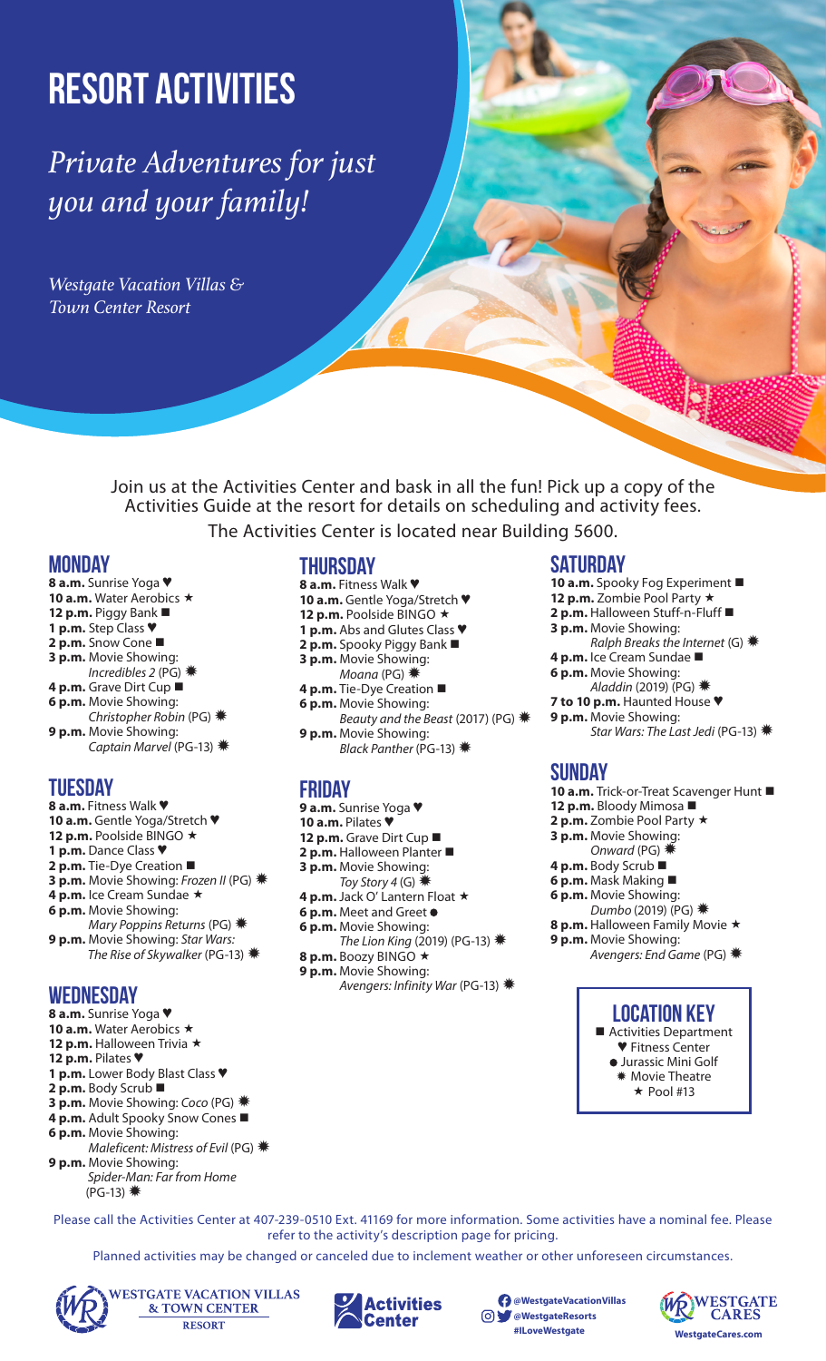# RESORT ACTIVITIES

*Private Adventures for just you and your family!*

*Westgate Vacation Villas & Town Center Resort*

Join us at the Activities Center and bask in all the fun! Pick up a copy of the Activities Guide at the resort for details on scheduling and activity fees.

The Activities Center is located near Building 5600.

## MONDAY

**8 a.m.** Sunrise Yoga ♥
**10 a.m.** Water Aerobics ★
**12 p.m.** Piggy Bank ■
**1 p.m.** Step Class ♥
**2 p.m.** Snow Cone ■
**3 p.m.** Movie Showing: *Incredibles 2* (PG) ✷
**4 p.m.** Grave Dirt Cup ■
**6 p.m.** Movie Showing: *Christopher Robin* (PG) ✷
**9 p.m.** Movie Showing: *Captain Marvel* (PG-13) ✷

## TUESDAY

**8 a.m.** Fitness Walk ♥
**10 a.m.** Gentle Yoga/Stretch ♥
**12 p.m.** Poolside BINGO ★
**1 p.m.** Dance Class ♥
**2 p.m.** Tie-Dye Creation ■
**3 p.m.** Movie Showing: *Frozen II* (PG) ✷
**4 p.m.** Ice Cream Sundae ★
**6 p.m.** Movie Showing: *Mary Poppins Returns* (PG) ✷
**9 p.m.** Movie Showing: *Star Wars: The Rise of Skywalker* (PG-13) ✷

## WEDNESDAY

**8 a.m.** Sunrise Yoga ♥
**10 a.m.** Water Aerobics ★
**12 p.m.** Halloween Trivia ★
**12 p.m.** Pilates ♥
**1 p.m.** Lower Body Blast Class ♥
**2 p.m.** Body Scrub ■
**3 p.m.** Movie Showing: *Coco* (PG) ✷
**4 p.m.** Adult Spooky Snow Cones ■
**6 p.m.** Movie Showing: *Maleficent: Mistress of Evil* (PG) ✷
**9 p.m.** Movie Showing: *Spider-Man: Far from Home* (PG-13) ✷

## THURSDAY

**8 a.m.** Fitness Walk ♥
**10 a.m.** Gentle Yoga/Stretch ♥
**12 p.m.** Poolside BINGO ★
**1 p.m.** Abs and Glutes Class ♥
**2 p.m.** Spooky Piggy Bank ■
**3 p.m.** Movie Showing: *Moana* (PG) ✷
**4 p.m.** Tie-Dye Creation ■
**6 p.m.** Movie Showing: *Beauty and the Beast* (2017) (PG) ✷
**9 p.m.** Movie Showing: *Black Panther* (PG-13) ✷

## FRIDAY

**9 a.m.** Sunrise Yoga ♥
**10 a.m.** Pilates ♥
**12 p.m.** Grave Dirt Cup ■
**2 p.m.** Halloween Planter ■
**3 p.m.** Movie Showing: *Toy Story 4* (G) ✷
**4 p.m.** Jack O' Lantern Float ★
**6 p.m.** Meet and Greet ●
**6 p.m.** Movie Showing: *The Lion King* (2019) (PG-13) ✷
**8 p.m.** Boozy BINGO ★
**9 p.m.** Movie Showing: *Avengers: Infinity War* (PG-13) ✷

## SATURDAY

**10 a.m.** Spooky Fog Experiment ■
**12 p.m.** Zombie Pool Party ★
**2 p.m.** Halloween Stuff-n-Fluff ■
**3 p.m.** Movie Showing: *Ralph Breaks the Internet* (G) ✷
**4 p.m.** Ice Cream Sundae ■
**6 p.m.** Movie Showing: *Aladdin* (2019) (PG) ✷
**7 to 10 p.m.** Haunted House ♥
**9 p.m.** Movie Showing: *Star Wars: The Last Jedi* (PG-13) ✷

## SUNDAY

**10 a.m.** Trick-or-Treat Scavenger Hunt ■
**12 p.m.** Bloody Mimosa ■
**2 p.m.** Zombie Pool Party ★
**3 p.m.** Movie Showing: *Onward* (PG) ✷
**4 p.m.** Body Scrub ■
**6 p.m.** Mask Making ■
**6 p.m.** Movie Showing: *Dumbo* (2019) (PG) ✷
**8 p.m.** Halloween Family Movie ★
**9 p.m.** Movie Showing: *Avengers: End Game* (PG) ✷

## LOCATION KEY

■ Activities Department
♥ Fitness Center
● Jurassic Mini Golf
✷ Movie Theatre
★ Pool #13

Please call the Activities Center at 407-239-0510 Ext. 41169 for more information. Some activities have a nominal fee. Please refer to the activity's description page for pricing.

Planned activities may be changed or canceled due to inclement weather or other unforeseen circumstances.

WESTGATE VACATION VILLAS & TOWN CENTER RESORT

Activities Center

@WestgateVacationVillas
@WestgateResorts
#ILoveWestgate

WESTGATE CARES
WestgateCares.com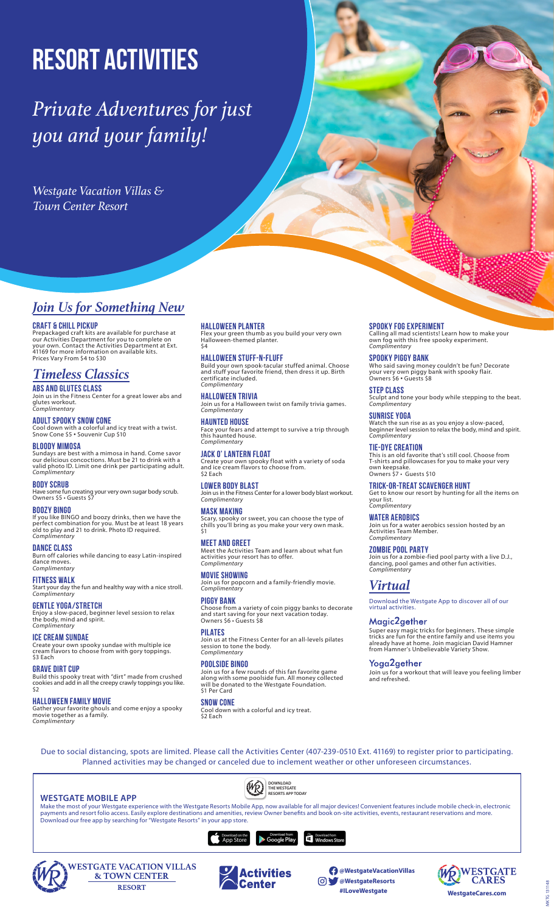# RESORT ACTIVITIES

*Private Adventures for just you and your family!*

*Westgate Vacation Villas & Town Center Resort*

## *Join Us for Something New*

### CRAFT & CHILL PICKUP

Prepackaged craft kits are available for purchase at our Activities Department for you to complete on your own. Contact the Activities Department at Ext. 41169 for more information on available kits. Prices Vary From $4 to $30

## *Timeless Classics*

### ABS AND GLUTES CLASS

Join us in the Fitness Center for a great lower abs and glutes workout.
*Complimentary*

### ADULT SPOOKY SNOW CONE

Cool down with a colorful and icy treat with a twist.
Snow Cone $5 • Souvenir Cup $10

### BLOODY MIMOSA

Sundays are best with a mimosa in hand. Come savor our delicious concoctions. Must be 21 to drink with a valid photo ID. Limit one drink per participating adult.
*Complimentary*

### BODY SCRUB

Have some fun creating your very own sugar body scrub.
Owners $5 • Guests $7

### BOOZY BINGO

If you like BINGO and boozy drinks, then we have the perfect combination for you. Must be at least 18 years old to play and 21 to drink. Photo ID required.
*Complimentary*

### DANCE CLASS

Burn off calories while dancing to easy Latin-inspired dance moves.
*Complimentary*

### FITNESS WALK

Start your day the fun and healthy way with a nice stroll.
*Complimentary*

### GENTLE YOGA/STRETCH

Enjoy a slow-paced, beginner level session to relax the body, mind and spirit.
*Complimentary*

### ICE CREAM SUNDAE

Create your own spooky sundae with multiple ice cream flavors to choose from with gory toppings.
$3 Each

### GRAVE DIRT CUP

Build this spooky treat with "dirt" made from crushed cookies and add in all the creepy crawly toppings you like.
$2

### HALLOWEEN FAMILY MOVIE

Gather your favorite ghouls and come enjoy a spooky movie together as a family.
*Complimentary*

### HALLOWEEN PLANTER

Flex your green thumb as you build your very own Halloween-themed planter.
$4

### HALLOWEEN STUFF-N-FLUFF

Build your own spook-tacular stuffed animal. Choose and stuff your favorite friend, then dress it up. Birth certificate included.
*Complimentary*

### HALLOWEEN TRIVIA

Join us for a Halloween twist on family trivia games.
*Complimentary*

### HAUNTED HOUSE

Face your fears and attempt to survive a trip through this haunted house.
*Complimentary*

### JACK O' LANTERN FLOAT

Create your own spooky float with a variety of soda and ice cream flavors to choose from.
$2 Each

### LOWER BODY BLAST

Join us in the Fitness Center for a lower body blast workout.
*Complimentary*

### MASK MAKING

Scary, spooky or sweet, you can choose the type of chills you'll bring as you make your very own mask.
$1

### MEET AND GREET

Meet the Activities Team and learn about what fun activities your resort has to offer.
*Complimentary*

### MOVIE SHOWING

Join us for popcorn and a family-friendly movie.
*Complimentary*

### PIGGY BANK

Choose from a variety of coin piggy banks to decorate and start saving for your next vacation today.
Owners $6 • Guests $8

### PILATES

Join us at the Fitness Center for an all-levels pilates session to tone the body.
*Complimentary*

### POOLSIDE BINGO

Join us for a few rounds of this fan favorite game along with some poolside fun. All money collected will be donated to the Westgate Foundation.
$1 Per Card

### SNOW CONE

Cool down with a colorful and icy treat.
$2 Each

### SPOOKY FOG EXPERIMENT

Calling all mad scientists! Learn how to make your own fog with this free spooky experiment.
*Complimentary*

### SPOOKY PIGGY BANK

Who said saving money couldn't be fun? Decorate your very own piggy bank with spooky flair.
Owners $6 • Guests $8

### STEP CLASS

Sculpt and tone your body while stepping to the beat.
*Complimentary*

### SUNRISE YOGA

Watch the sun rise as as you enjoy a slow-paced, beginner level session to relax the body, mind and spirit.
*Complimentary*

### TIE-DYE CREATION

This is an old favorite that's still cool. Choose from T-shirts and pillowcases for you to make your very own keepsake.
Owners $7 • Guests $10

### TRICK-OR-TREAT SCAVENGER HUNT

Get to know our resort by hunting for all the items on your list.
*Complimentary*

### WATER AEROBICS

Join us for a water aerobics session hosted by an Activities Team Member.
*Complimentary*

### ZOMBIE POOL PARTY

Join us for a zombie-fied pool party with a live D.J., dancing, pool games and other fun activities.
*Complimentary*

## *Virtual*

Download the Westgate App to discover all of our virtual activities.

### Magic2gether

Super easy magic tricks for beginners. These simple tricks are fun for the entire family and use items you already have at home. Join magician David Hamner from Hamner's Unbelievable Variety Show.

### Yoga2gether

Join us for a workout that will leave you feeling limber and refreshed.

Due to social distancing, spots are limited. Please call the Activities Center (407-239-0510 Ext. 41169) to register prior to participating. Planned activities may be changed or canceled due to inclement weather or other unforeseen circumstances.

### WESTGATE MOBILE APP

DOWNLOAD THE WESTGATE RESORTS APP TODAY

Make the most of your Westgate experience with the Westgate Resorts Mobile App, now available for all major devices! Convenient features include mobile check-in, electronic payments and resort folio access. Easily explore destinations and amenities, review Owner benefits and book on-site activities, events, restaurant reservations and more. Download our free app by searching for "Westgate Resorts" in your app store.

Download on the App Store | Download from Google Play | Download from Windows Store

WESTGATE VACATION VILLAS & TOWN CENTER RESORT

Activities Center

@WestgateVacationVillas
@WestgateResorts
#ILoveWestgate

WESTGATE CARES
WestgateCares.com

MKTG 131148